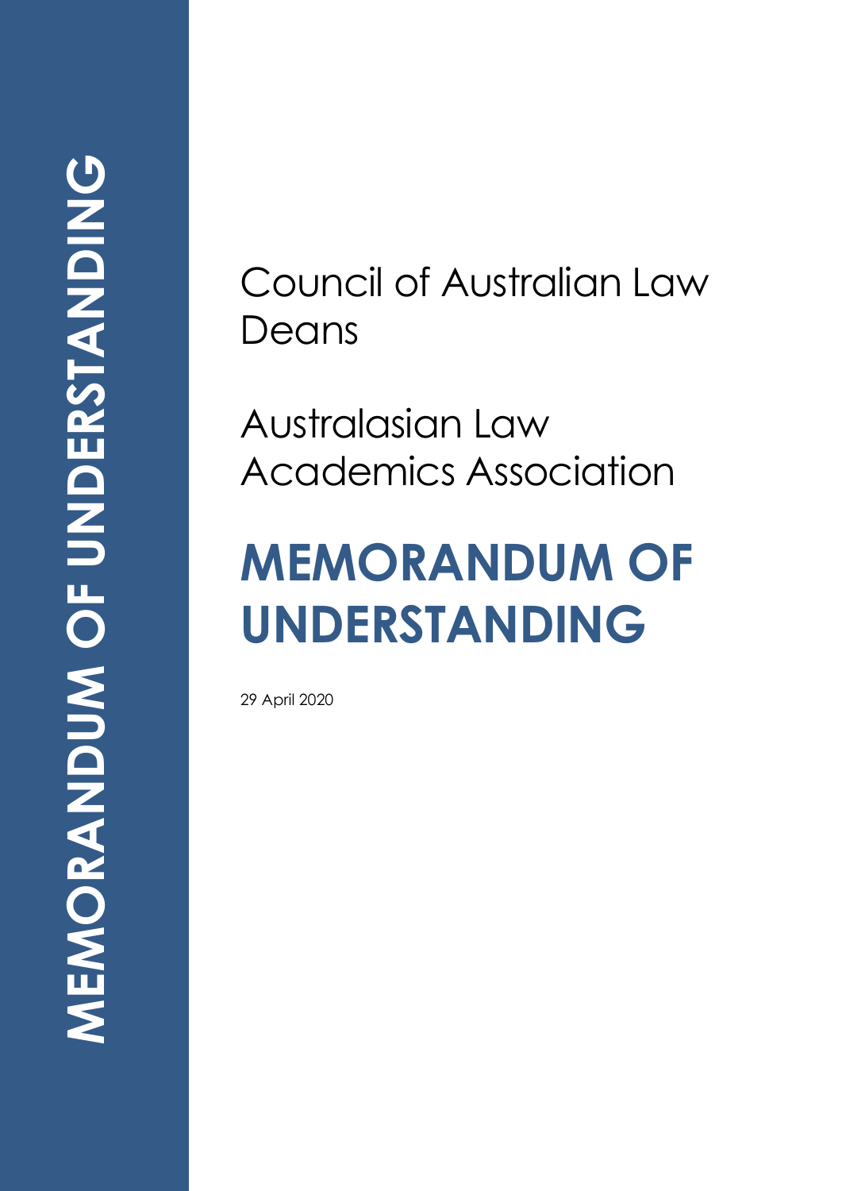Council of Australian Law Deans

Australasian Law Academics Association

# MEMORANDUM OF UNDERSTANDING

29 April 2020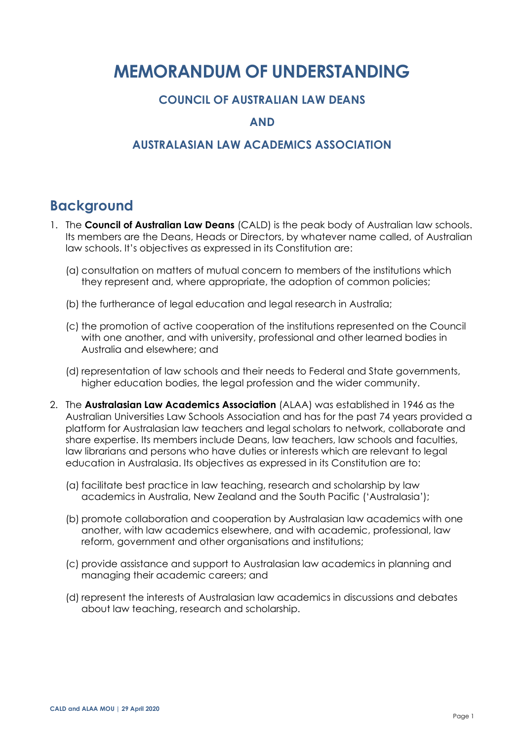# MEMORANDUM OF UNDERSTANDING

### COUNCIL OF AUSTRALIAN LAW DEANS

### AND

### AUSTRALASIAN LAW ACADEMICS ASSOCIATION

## Background

1. The **Council of Australian Law Deans** (CALD) is the peak body of Australian law schools. Its members are the Deans, Heads or Directors, by whatever name called, of Australian law schools. It's objectives as expressed in its Constitution are:

   (a) consultation on matters of mutual concern to members of the institutions which they represent and, where appropriate, the adoption of common policies;

   (b) the furtherance of legal education and legal research in Australia;

   (c) the promotion of active cooperation of the institutions represented on the Council with one another, and with university, professional and other learned bodies in Australia and elsewhere; and

   (d) representation of law schools and their needs to Federal and State governments, higher education bodies, the legal profession and the wider community.

2. The **Australasian Law Academics Association** (ALAA) was established in 1946 as the Australian Universities Law Schools Association and has for the past 74 years provided a platform for Australasian law teachers and legal scholars to network, collaborate and share expertise. Its members include Deans, law teachers, law schools and faculties, law librarians and persons who have duties or interests which are relevant to legal education in Australasia. Its objectives as expressed in its Constitution are to:

   (a) facilitate best practice in law teaching, research and scholarship by law academics in Australia, New Zealand and the South Pacific ('Australasia');

   (b) promote collaboration and cooperation by Australasian law academics with one another, with law academics elsewhere, and with academic, professional, law reform, government and other organisations and institutions;

   (c) provide assistance and support to Australasian law academics in planning and managing their academic careers; and

   (d) represent the interests of Australasian law academics in discussions and debates about law teaching, research and scholarship.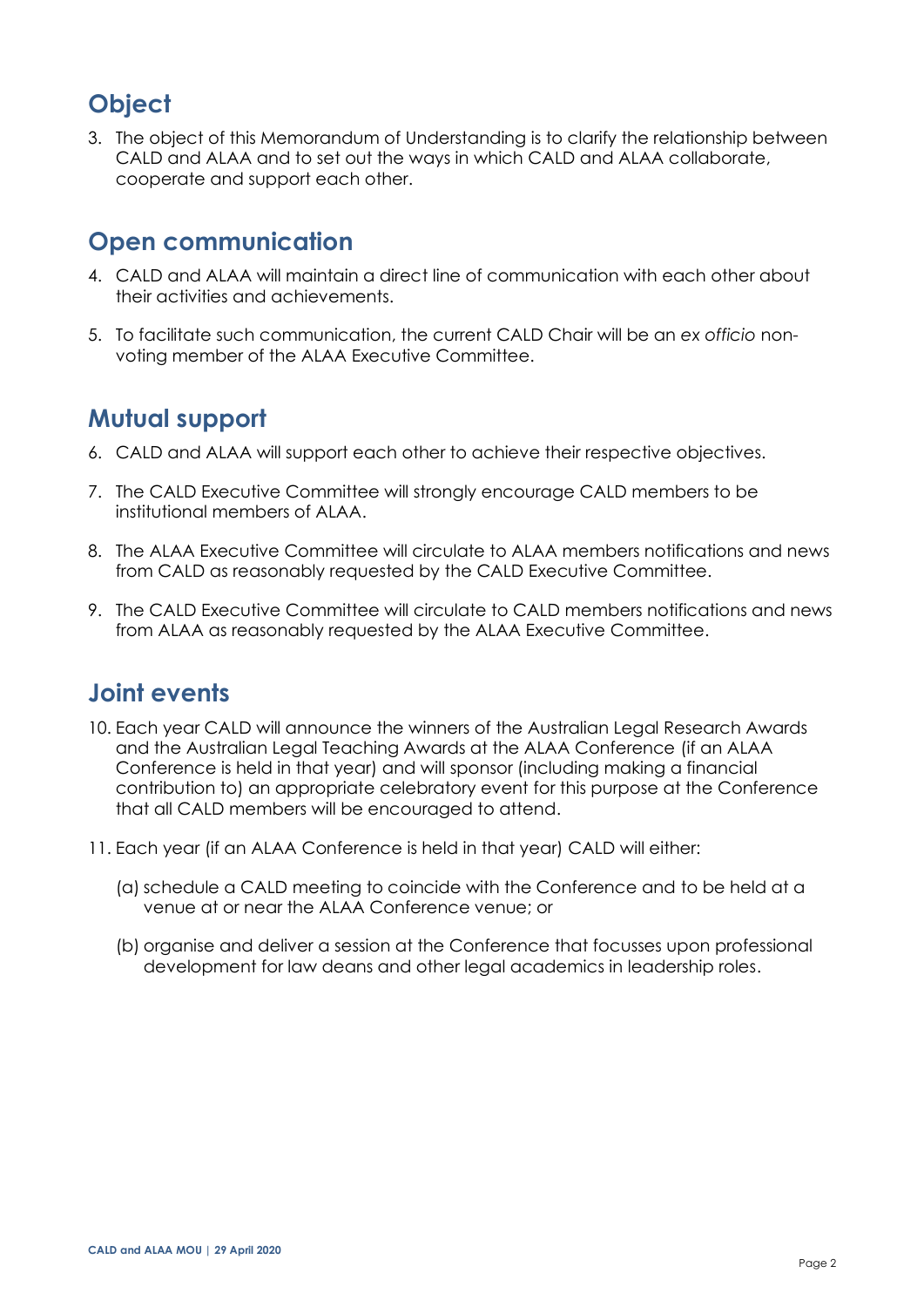## Object

3. The object of this Memorandum of Understanding is to clarify the relationship between CALD and ALAA and to set out the ways in which CALD and ALAA collaborate, cooperate and support each other.

## Open communication

4. CALD and ALAA will maintain a direct line of communication with each other about their activities and achievements.

5. To facilitate such communication, the current CALD Chair will be an *ex officio* non-voting member of the ALAA Executive Committee.

## Mutual support

6. CALD and ALAA will support each other to achieve their respective objectives.

7. The CALD Executive Committee will strongly encourage CALD members to be institutional members of ALAA.

8. The ALAA Executive Committee will circulate to ALAA members notifications and news from CALD as reasonably requested by the CALD Executive Committee.

9. The CALD Executive Committee will circulate to CALD members notifications and news from ALAA as reasonably requested by the ALAA Executive Committee.

## Joint events

10. Each year CALD will announce the winners of the Australian Legal Research Awards and the Australian Legal Teaching Awards at the ALAA Conference (if an ALAA Conference is held in that year) and will sponsor (including making a financial contribution to) an appropriate celebratory event for this purpose at the Conference that all CALD members will be encouraged to attend.

11. Each year (if an ALAA Conference is held in that year) CALD will either:

    (a) schedule a CALD meeting to coincide with the Conference and to be held at a venue at or near the ALAA Conference venue; or

    (b) organise and deliver a session at the Conference that focusses upon professional development for law deans and other legal academics in leadership roles.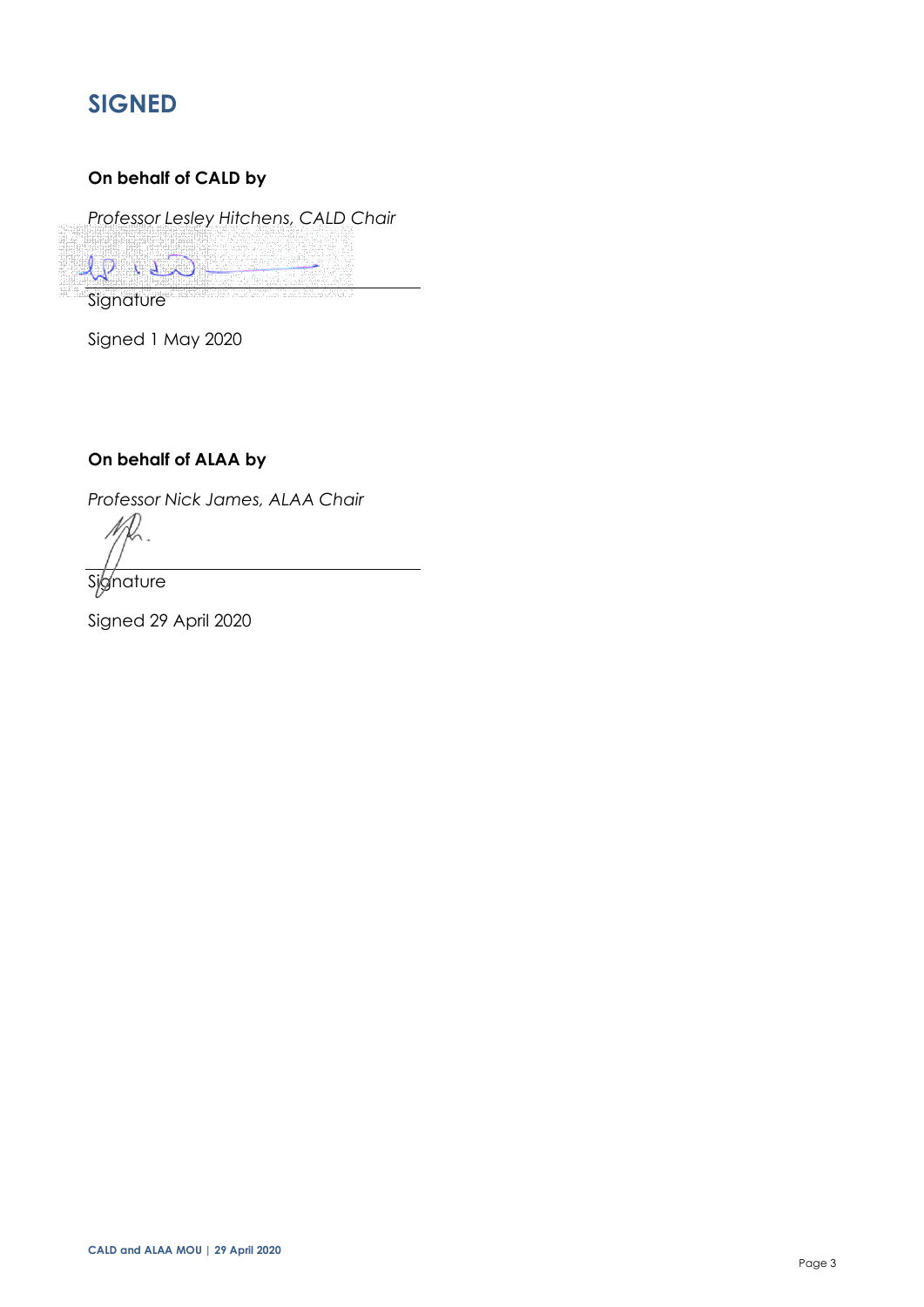## SIGNED

**On behalf of CALD by**

*Professor Lesley Hitchens, CALD Chair*

Signature

Signed 1 May 2020

**On behalf of ALAA by**

*Professor Nick James, ALAA Chair*

Signature

Signed 29 April 2020